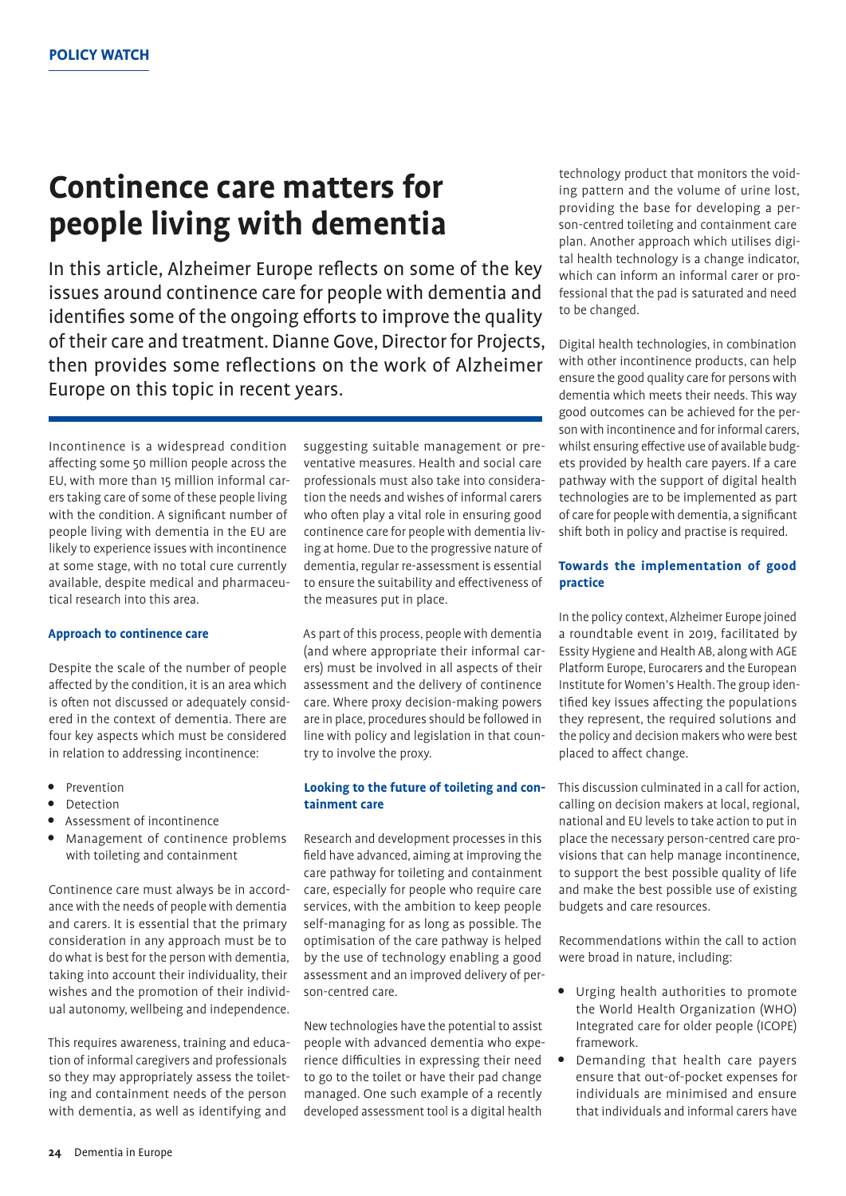# Continence care matters for people living with dementia

In this article, Alzheimer Europe reflects on some of the key issues around continence care for people with dementia and identifies some of the ongoing efforts to improve the quality of their care and treatment. Dianne Gove, Director for Projects, then provides some reflections on the work of Alzheimer Europe on this topic in recent years.

Incontinence is a widespread condition affecting some 50 million people across the EU, with more than 15 million informal carers taking care of some of these people living with the condition. A significant number of people living with dementia in the EU are likely to experience issues with incontinence at some stage, with no total cure currently available, despite medical and pharmaceutical research into this area.

### Approach to continence care

Despite the scale of the number of people affected by the condition, it is an area which is often not discussed or adequately considered in the context of dementia. There are four key aspects which must be considered in relation to addressing incontinence:

- Prevention
- Detection
- Assessment of incontinence
- Management of continence problems with toileting and containment

Continence care must always be in accordance with the needs of people with dementia and carers. It is essential that the primary consideration in any approach must be to do what is best for the person with dementia, taking into account their individuality, their wishes and the promotion of their individual autonomy, wellbeing and independence.

This requires awareness, training and education of informal caregivers and professionals so they may appropriately assess the toileting and containment needs of the person with dementia, as well as identifying and suggesting suitable management or preventative measures. Health and social care professionals must also take into consideration the needs and wishes of informal carers who often play a vital role in ensuring good continence care for people with dementia living at home. Due to the progressive nature of dementia, regular re-assessment is essential to ensure the suitability and effectiveness of the measures put in place.

As part of this process, people with dementia (and where appropriate their informal carers) must be involved in all aspects of their assessment and the delivery of continence care. Where proxy decision-making powers are in place, procedures should be followed in line with policy and legislation in that country to involve the proxy.

### Looking to the future of toileting and containment care

Research and development processes in this field have advanced, aiming at improving the care pathway for toileting and containment care, especially for people who require care services, with the ambition to keep people self-managing for as long as possible. The optimisation of the care pathway is helped by the use of technology enabling a good assessment and an improved delivery of person-centred care.

New technologies have the potential to assist people with advanced dementia who experience difficulties in expressing their need to go to the toilet or have their pad change managed. One such example of a recently developed assessment tool is a digital health technology product that monitors the voiding pattern and the volume of urine lost, providing the base for developing a person-centred toileting and containment care plan. Another approach which utilises digital health technology is a change indicator, which can inform an informal carer or professional that the pad is saturated and need to be changed.

Digital health technologies, in combination with other incontinence products, can help ensure the good quality care for persons with dementia which meets their needs. This way good outcomes can be achieved for the person with incontinence and for informal carers, whilst ensuring effective use of available budgets provided by health care payers. If a care pathway with the support of digital health technologies are to be implemented as part of care for people with dementia, a significant shift both in policy and practise is required.

### Towards the implementation of good practice

In the policy context, Alzheimer Europe joined a roundtable event in 2019, facilitated by Essity Hygiene and Health AB, along with AGE Platform Europe, Eurocarers and the European Institute for Women's Health. The group identified key issues affecting the populations they represent, the required solutions and the policy and decision makers who were best placed to affect change.

This discussion culminated in a call for action, calling on decision makers at local, regional, national and EU levels to take action to put in place the necessary person-centred care provisions that can help manage incontinence, to support the best possible quality of life and make the best possible use of existing budgets and care resources.

Recommendations within the call to action were broad in nature, including:

- Urging health authorities to promote the World Health Organization (WHO) Integrated care for older people (ICOPE) framework.
- Demanding that health care payers ensure that out-of-pocket expenses for individuals are minimised and ensure that individuals and informal carers have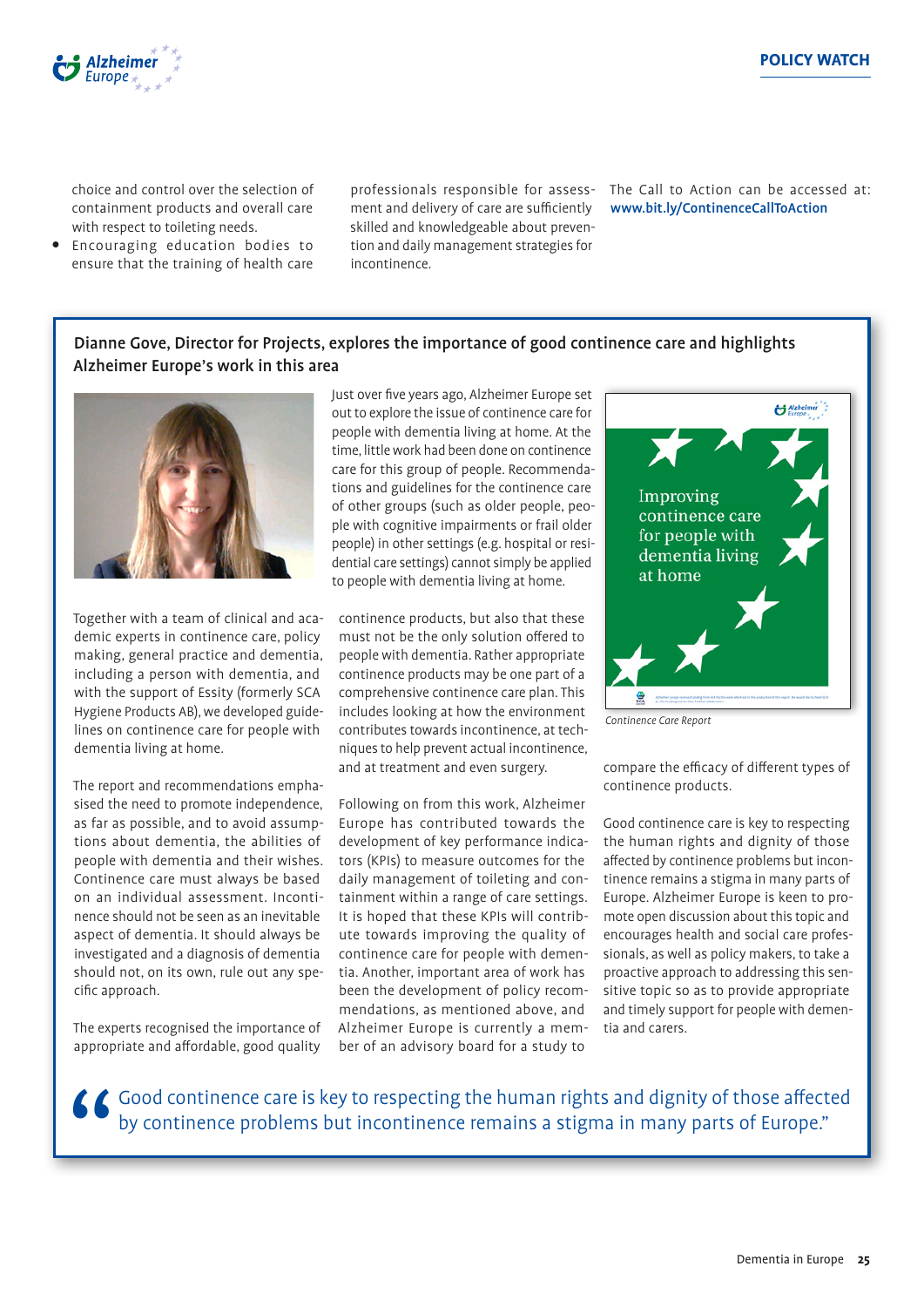choice and control over the selection of containment products and overall care with respect to toileting needs.

- Encouraging education bodies to ensure that the training of health care professionals responsible for assessment and delivery of care are sufficiently skilled and knowledgeable about prevention and daily management strategies for incontinence.

The Call to Action can be accessed at: **www.bit.ly/ContinenceCallToAction**

## Dianne Gove, Director for Projects, explores the importance of good continence care and highlights Alzheimer Europe's work in this area

Just over five years ago, Alzheimer Europe set out to explore the issue of continence care for people with dementia living at home. At the time, little work had been done on continence care for this group of people. Recommendations and guidelines for the continence care of other groups (such as older people, people with cognitive impairments or frail older people) in other settings (e.g. hospital or residential care settings) cannot simply be applied to people with dementia living at home.

Together with a team of clinical and academic experts in continence care, policy making, general practice and dementia, including a person with dementia, and with the support of Essity (formerly SCA Hygiene Products AB), we developed guidelines on continence care for people with dementia living at home.

The report and recommendations emphasised the need to promote independence, as far as possible, and to avoid assumptions about dementia, the abilities of people with dementia and their wishes. Continence care must always be based on an individual assessment. Incontinence should not be seen as an inevitable aspect of dementia. It should always be investigated and a diagnosis of dementia should not, on its own, rule out any specific approach.

The experts recognised the importance of appropriate and affordable, good quality continence products, but also that these must not be the only solution offered to people with dementia. Rather appropriate continence products may be one part of a comprehensive continence care plan. This includes looking at how the environment contributes towards incontinence, at techniques to help prevent actual incontinence, and at treatment and even surgery.

Following on from this work, Alzheimer Europe has contributed towards the development of key performance indicators (KPIs) to measure outcomes for the daily management of toileting and containment within a range of care settings. It is hoped that these KPIs will contribute towards improving the quality of continence care for people with dementia. Another, important area of work has been the development of policy recommendations, as mentioned above, and Alzheimer Europe is currently a member of an advisory board for a study to compare the efficacy of different types of continence products.

*Continence Care Report*

Good continence care is key to respecting the human rights and dignity of those affected by continence problems but incontinence remains a stigma in many parts of Europe. Alzheimer Europe is keen to promote open discussion about this topic and encourages health and social care professionals, as well as policy makers, to take a proactive approach to addressing this sensitive topic so as to provide appropriate and timely support for people with dementia and carers.

> "Good continence care is key to respecting the human rights and dignity of those affected by continence problems but incontinence remains a stigma in many parts of Europe."